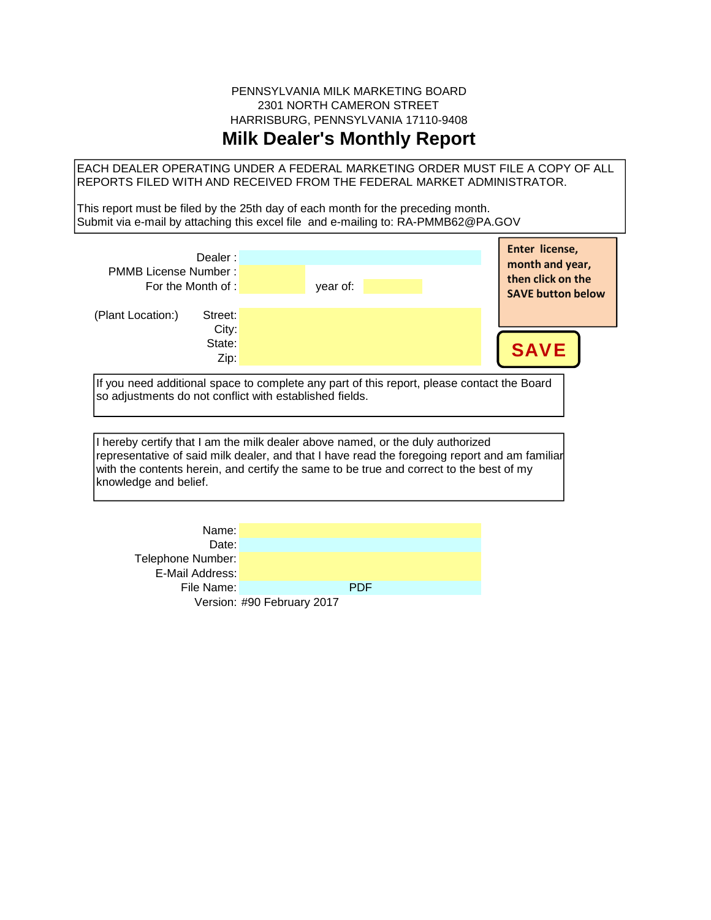PENNSYLVANIA MILK MARKETING BOARD
2301 NORTH CAMERON STREET
HARRISBURG, PENNSYLVANIA 17110-9408

# Milk Dealer's Monthly Report

EACH DEALER OPERATING UNDER A FEDERAL MARKETING ORDER MUST FILE A COPY OF ALL REPORTS FILED WITH AND RECEIVED FROM THE FEDERAL MARKET ADMINISTRATOR.

This report must be filed by the 25th day of each month for the preceding month.
Submit via e-mail by attaching this excel file and e-mailing to: RA-PMMB62@PA.GOV

Dealer :
PMMB License Number :
For the Month of : year of:

**Enter license, month and year, then click on the SAVE button below**

**SAVE**

(Plant Location:) Street:
City:
State:
Zip:

If you need additional space to complete any part of this report, please contact the Board so adjustments do not conflict with established fields.

I hereby certify that I am the milk dealer above named, or the duly authorized representative of said milk dealer, and that I have read the foregoing report and am familiar with the contents herein, and certify the same to be true and correct to the best of my knowledge and belief.

Name:
Date:
Telephone Number:
E-Mail Address:
File Name: PDF
Version: #90 February 2017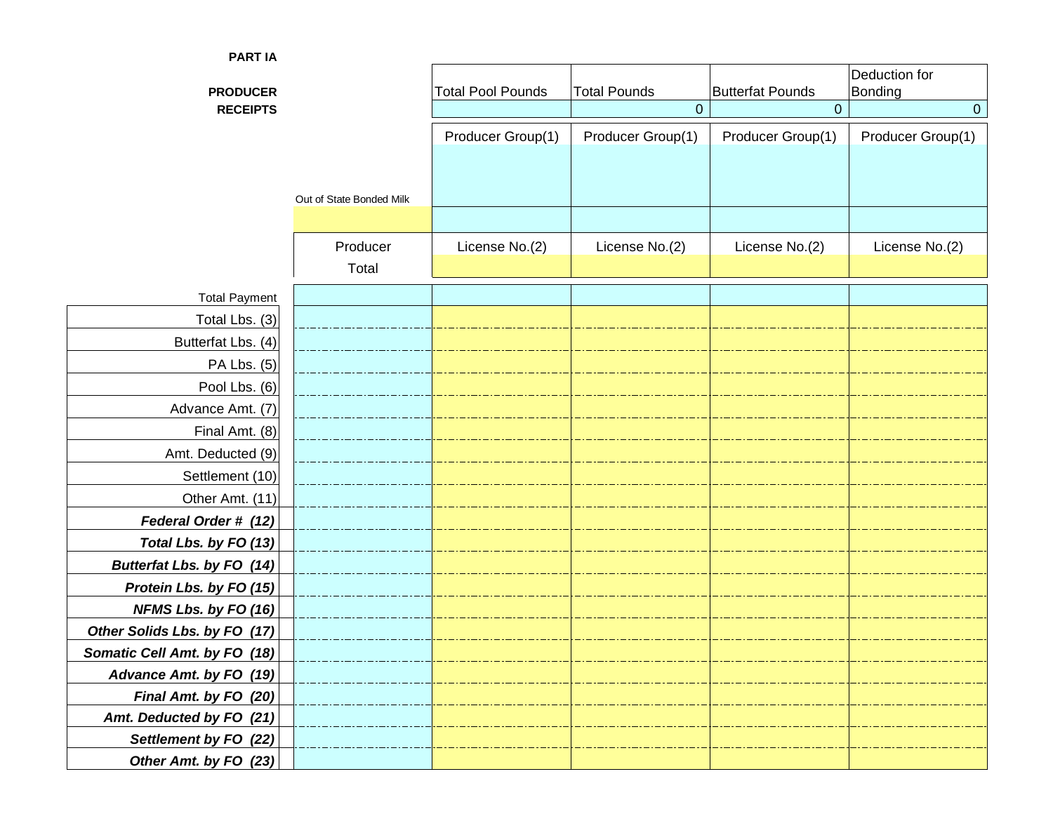**PART IA**

**PRODUCER RECEIPTS**

| Total Pool Pounds | Total Pounds | Butterfat Pounds | Deduction for Bonding |
|---|---|---|---|
| | 0 | 0 | 0 |

| | | Producer Group(1) | Producer Group(1) | Producer Group(1) | Producer Group(1) |
|---|---|---|---|---|---|
| | Out of State Bonded Milk | | | | |
| | Producer Total | License No.(2) | License No.(2) | License No.(2) | License No.(2) |
| Total Payment | | | | | |
| Total Lbs. (3) | | | | | |
| Butterfat Lbs. (4) | | | | | |
| PA Lbs. (5) | | | | | |
| Pool Lbs. (6) | | | | | |
| Advance Amt. (7) | | | | | |
| Final Amt. (8) | | | | | |
| Amt. Deducted (9) | | | | | |
| Settlement (10) | | | | | |
| Other Amt. (11) | | | | | |
| ***Federal Order # (12)*** | | | | | |
| ***Total Lbs. by FO (13)*** | | | | | |
| ***Butterfat Lbs. by FO (14)*** | | | | | |
| ***Protein Lbs. by FO (15)*** | | | | | |
| ***NFMS Lbs. by FO (16)*** | | | | | |
| ***Other Solids Lbs. by FO (17)*** | | | | | |
| ***Somatic Cell Amt. by FO (18)*** | | | | | |
| ***Advance Amt. by FO (19)*** | | | | | |
| ***Final Amt. by FO (20)*** | | | | | |
| ***Amt. Deducted by FO (21)*** | | | | | |
| ***Settlement by FO (22)*** | | | | | |
| ***Other Amt. by FO (23)*** | | | | | |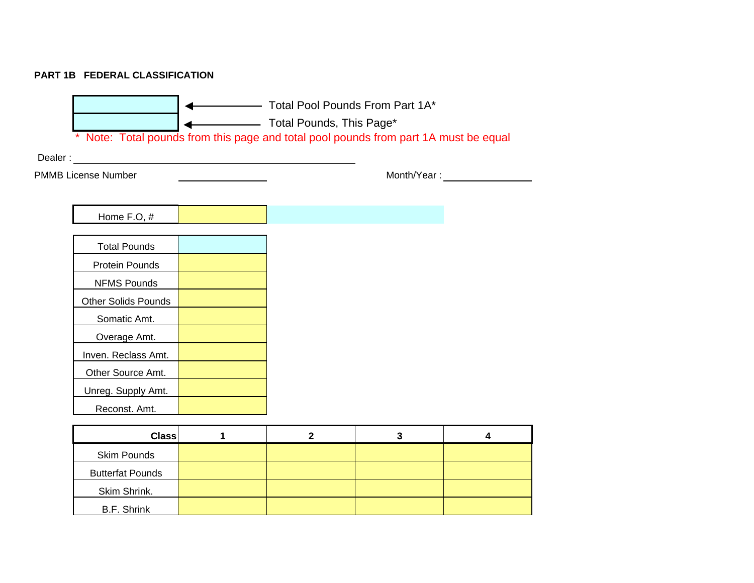**PART 1B FEDERAL CLASSIFICATION**

| | |
|---|---|
| | ← Total Pool Pounds From Part 1A* |
| | ← Total Pounds, This Page* |

\* Note: Total pounds from this page and total pool pounds from part 1A must be equal

Dealer : ______________________________

PMMB License Number ____________ Month/Year : ____________

| | | |
|---|---|---|
| Home F.O, # | | |

| | |
|---|---|
| Total Pounds | |
| Protein Pounds | |
| NFMS Pounds | |
| Other Solids Pounds | |
| Somatic Amt. | |
| Overage Amt. | |
| Inven. Reclass Amt. | |
| Other Source Amt. | |
| Unreg. Supply Amt. | |
| Reconst. Amt. | |

| Class | 1 | 2 | 3 | 4 |
|---|---|---|---|---|
| Skim Pounds | | | | |
| Butterfat Pounds | | | | |
| Skim Shrink. | | | | |
| B.F. Shrink | | | | |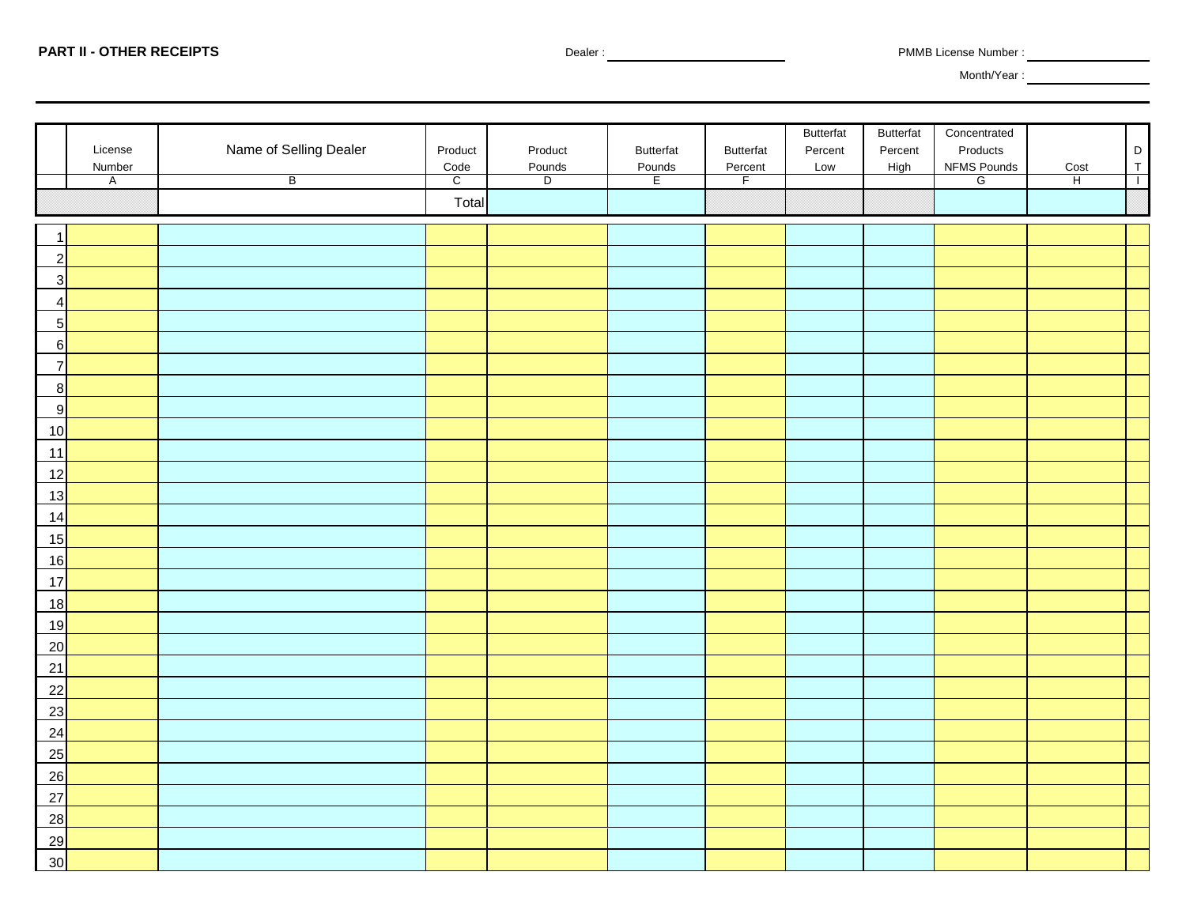**PART II - OTHER RECEIPTS**

Dealer : ____________________

PMMB License Number : ____________

Month/Year : ____________

| | License Number | Name of Selling Dealer | Product Code | Product Pounds | Butterfat Pounds | Butterfat Percent | Butterfat Percent Low | Butterfat Percent High | Concentrated Products NFMS Pounds | Cost | DTI |
|---|---|---|---|---|---|---|---|---|---|---|---|
| | A | B | C | D | E | F | | | G | H | I |
| | | | Total | | | | | | | | |
| 1 | | | | | | | | | | | |
| 2 | | | | | | | | | | | |
| 3 | | | | | | | | | | | |
| 4 | | | | | | | | | | | |
| 5 | | | | | | | | | | | |
| 6 | | | | | | | | | | | |
| 7 | | | | | | | | | | | |
| 8 | | | | | | | | | | | |
| 9 | | | | | | | | | | | |
| 10 | | | | | | | | | | | |
| 11 | | | | | | | | | | | |
| 12 | | | | | | | | | | | |
| 13 | | | | | | | | | | | |
| 14 | | | | | | | | | | | |
| 15 | | | | | | | | | | | |
| 16 | | | | | | | | | | | |
| 17 | | | | | | | | | | | |
| 18 | | | | | | | | | | | |
| 19 | | | | | | | | | | | |
| 20 | | | | | | | | | | | |
| 21 | | | | | | | | | | | |
| 22 | | | | | | | | | | | |
| 23 | | | | | | | | | | | |
| 24 | | | | | | | | | | | |
| 25 | | | | | | | | | | | |
| 26 | | | | | | | | | | | |
| 27 | | | | | | | | | | | |
| 28 | | | | | | | | | | | |
| 29 | | | | | | | | | | | |
| 30 | | | | | | | | | | | |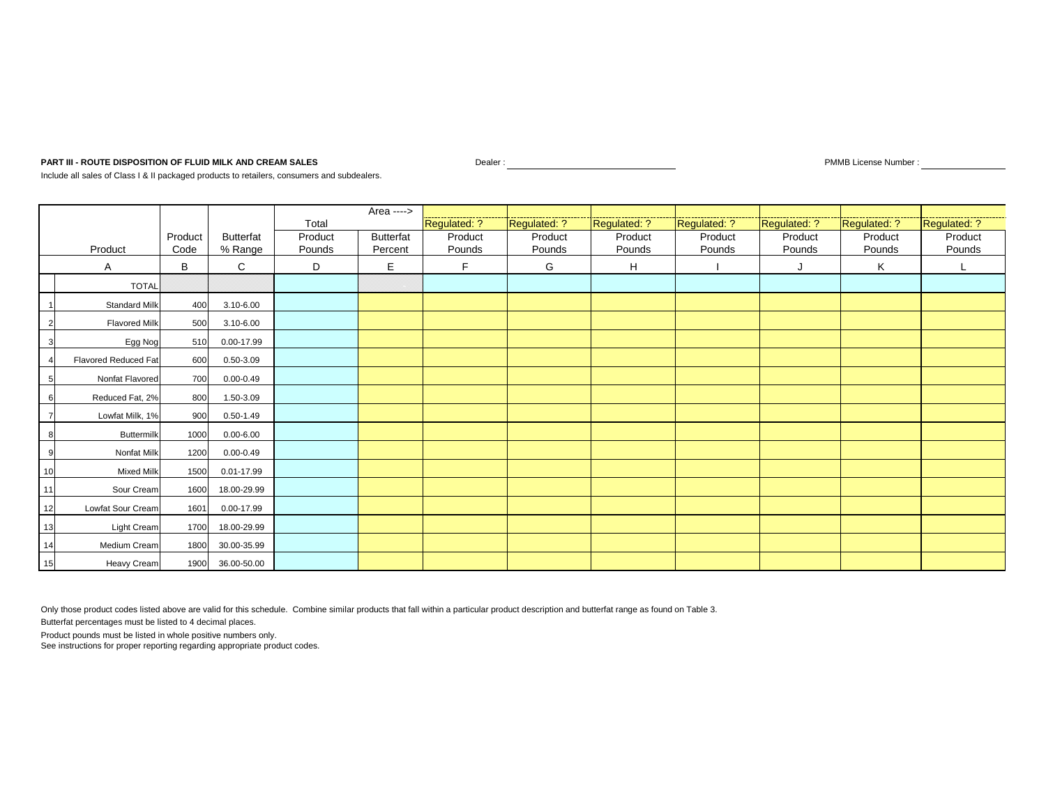**PART III - ROUTE DISPOSITION OF FLUID MILK AND CREAM SALES**

Dealer : ______________________

PMMB License Number : ______________

Include all sales of Class I & II packaged products to retailers, consumers and subdealers.

| | Product | Product Code | Butterfat % Range | Total Product Pounds | Area ----> Butterfat Percent | Regulated: ? Product Pounds | Regulated: ? Product Pounds | Regulated: ? Product Pounds | Regulated: ? Product Pounds | Regulated: ? Product Pounds | Regulated: ? Product Pounds | Regulated: ? Product Pounds |
|---|---|---|---|---|---|---|---|---|---|---|---|---|
| | A | B | C | D | E | F | G | H | I | J | K | L |
| | TOTAL | | | | | | | | | | | |
| 1 | Standard Milk | 400 | 3.10-6.00 | | | | | | | | | |
| 2 | Flavored Milk | 500 | 3.10-6.00 | | | | | | | | | |
| 3 | Egg Nog | 510 | 0.00-17.99 | | | | | | | | | |
| 4 | Flavored Reduced Fat | 600 | 0.50-3.09 | | | | | | | | | |
| 5 | Nonfat Flavored | 700 | 0.00-0.49 | | | | | | | | | |
| 6 | Reduced Fat, 2% | 800 | 1.50-3.09 | | | | | | | | | |
| 7 | Lowfat Milk, 1% | 900 | 0.50-1.49 | | | | | | | | | |
| 8 | Buttermilk | 1000 | 0.00-6.00 | | | | | | | | | |
| 9 | Nonfat Milk | 1200 | 0.00-0.49 | | | | | | | | | |
| 10 | Mixed Milk | 1500 | 0.01-17.99 | | | | | | | | | |
| 11 | Sour Cream | 1600 | 18.00-29.99 | | | | | | | | | |
| 12 | Lowfat Sour Cream | 1601 | 0.00-17.99 | | | | | | | | | |
| 13 | Light Cream | 1700 | 18.00-29.99 | | | | | | | | | |
| 14 | Medium Cream | 1800 | 30.00-35.99 | | | | | | | | | |
| 15 | Heavy Cream | 1900 | 36.00-50.00 | | | | | | | | | |

Only those product codes listed above are valid for this schedule. Combine similar products that fall within a particular product description and butterfat range as found on Table 3.

Butterfat percentages must be listed to 4 decimal places.

Product pounds must be listed in whole positive numbers only.

See instructions for proper reporting regarding appropriate product codes.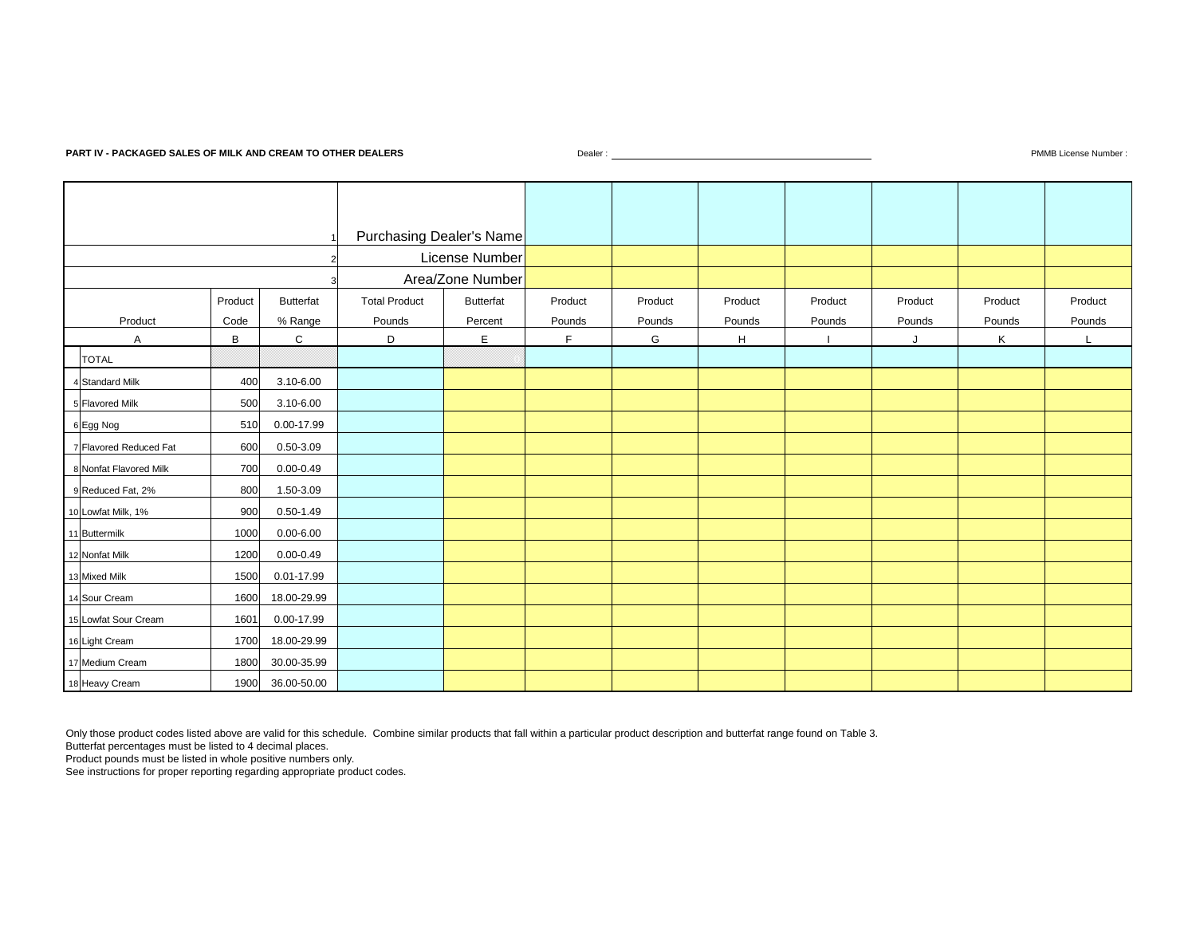**PART IV - PACKAGED SALES OF MILK AND CREAM TO OTHER DEALERS**

Dealer : ____________________

PMMB License Number :

| | | | | | | | | | | | |
|---|---|---|---|---|---|---|---|---|---|---|---|
| | | 1 | Purchasing Dealer's Name | | | | | | | | |
| | | 2 | License Number | | | | | | | | |
| | | 3 | Area/Zone Number | | | | | | | | |
| Product | Product Code | Butterfat % Range | Total Product Pounds | Butterfat Percent | Product Pounds | Product Pounds | Product Pounds | Product Pounds | Product Pounds | Product Pounds | Product Pounds |
| A | B | C | D | E | F | G | H | I | J | K | L |
| TOTAL | | | | | | | | | | | |
| 4 Standard Milk | 400 | 3.10-6.00 | | | | | | | | | |
| 5 Flavored Milk | 500 | 3.10-6.00 | | | | | | | | | |
| 6 Egg Nog | 510 | 0.00-17.99 | | | | | | | | | |
| 7 Flavored Reduced Fat | 600 | 0.50-3.09 | | | | | | | | | |
| 8 Nonfat Flavored Milk | 700 | 0.00-0.49 | | | | | | | | | |
| 9 Reduced Fat, 2% | 800 | 1.50-3.09 | | | | | | | | | |
| 10 Lowfat Milk, 1% | 900 | 0.50-1.49 | | | | | | | | | |
| 11 Buttermilk | 1000 | 0.00-6.00 | | | | | | | | | |
| 12 Nonfat Milk | 1200 | 0.00-0.49 | | | | | | | | | |
| 13 Mixed Milk | 1500 | 0.01-17.99 | | | | | | | | | |
| 14 Sour Cream | 1600 | 18.00-29.99 | | | | | | | | | |
| 15 Lowfat Sour Cream | 1601 | 0.00-17.99 | | | | | | | | | |
| 16 Light Cream | 1700 | 18.00-29.99 | | | | | | | | | |
| 17 Medium Cream | 1800 | 30.00-35.99 | | | | | | | | | |
| 18 Heavy Cream | 1900 | 36.00-50.00 | | | | | | | | | |

Only those product codes listed above are valid for this schedule. Combine similar products that fall within a particular product description and butterfat range found on Table 3.
Butterfat percentages must be listed to 4 decimal places.
Product pounds must be listed in whole positive numbers only.
See instructions for proper reporting regarding appropriate product codes.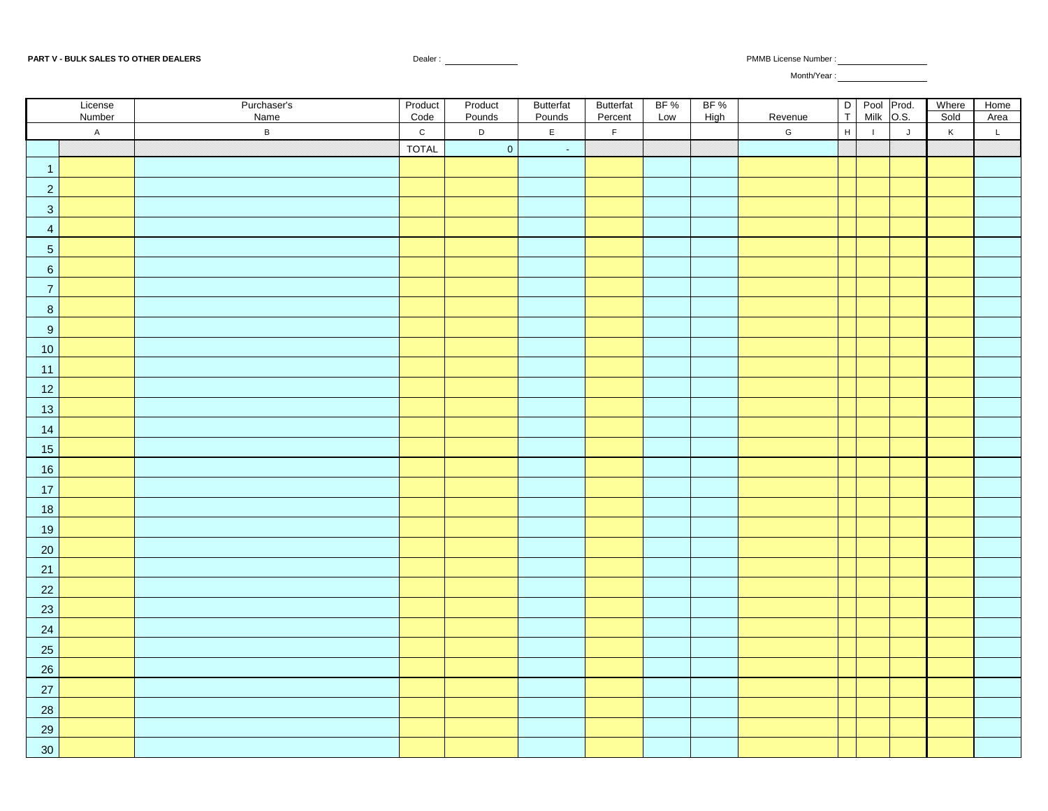**PART V - BULK SALES TO OTHER DEALERS**

Dealer : ______________

PMMB License Number : ______________

Month/Year : ______________

| | License Number | Purchaser's Name | Product Code | Product Pounds | Butterfat Pounds | Butterfat Percent | BF % Low | BF % High | Revenue | DT | Pool Milk | Prod. O.S. | Where Sold | Home Area |
|---|---|---|---|---|---|---|---|---|---|---|---|---|---|---|
| | A | B | C | D | E | F | | | G | H | I | J | K | L |
| | | | TOTAL | 0 | - | | | | | | | | | |
| 1 | | | | | | | | | | | | | | |
| 2 | | | | | | | | | | | | | | |
| 3 | | | | | | | | | | | | | | |
| 4 | | | | | | | | | | | | | | |
| 5 | | | | | | | | | | | | | | |
| 6 | | | | | | | | | | | | | | |
| 7 | | | | | | | | | | | | | | |
| 8 | | | | | | | | | | | | | | |
| 9 | | | | | | | | | | | | | | |
| 10 | | | | | | | | | | | | | | |
| 11 | | | | | | | | | | | | | | |
| 12 | | | | | | | | | | | | | | |
| 13 | | | | | | | | | | | | | | |
| 14 | | | | | | | | | | | | | | |
| 15 | | | | | | | | | | | | | | |
| 16 | | | | | | | | | | | | | | |
| 17 | | | | | | | | | | | | | | |
| 18 | | | | | | | | | | | | | | |
| 19 | | | | | | | | | | | | | | |
| 20 | | | | | | | | | | | | | | |
| 21 | | | | | | | | | | | | | | |
| 22 | | | | | | | | | | | | | | |
| 23 | | | | | | | | | | | | | | |
| 24 | | | | | | | | | | | | | | |
| 25 | | | | | | | | | | | | | | |
| 26 | | | | | | | | | | | | | | |
| 27 | | | | | | | | | | | | | | |
| 28 | | | | | | | | | | | | | | |
| 29 | | | | | | | | | | | | | | |
| 30 | | | | | | | | | | | | | | |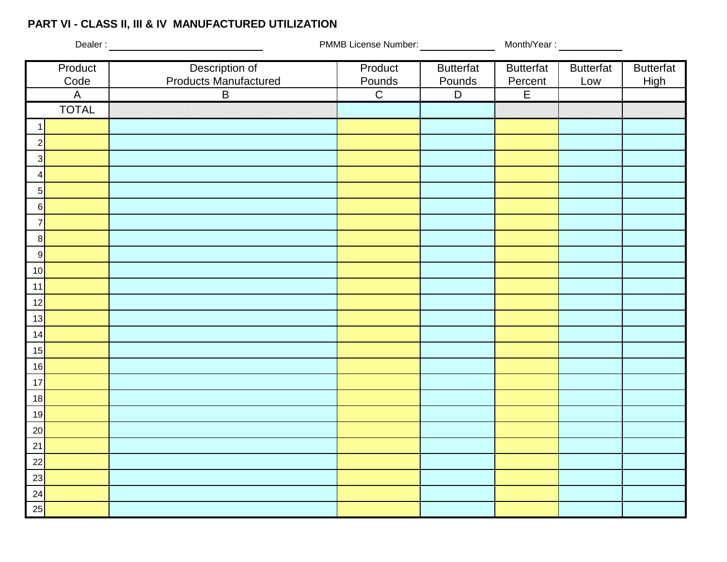## PART VI - CLASS II, III & IV MANUFACTURED UTILIZATION

Dealer : ______________________ PMMB License Number: ______________ Month/Year : ____________

| | Product Code | Description of Products Manufactured | Product Pounds | Butterfat Pounds | Butterfat Percent | Butterfat Low | Butterfat High |
|---|---|---|---|---|---|---|---|
| | A | B | C | D | E | | |
| TOTAL | | | | | | | |
| 1 | | | | | | | |
| 2 | | | | | | | |
| 3 | | | | | | | |
| 4 | | | | | | | |
| 5 | | | | | | | |
| 6 | | | | | | | |
| 7 | | | | | | | |
| 8 | | | | | | | |
| 9 | | | | | | | |
| 10 | | | | | | | |
| 11 | | | | | | | |
| 12 | | | | | | | |
| 13 | | | | | | | |
| 14 | | | | | | | |
| 15 | | | | | | | |
| 16 | | | | | | | |
| 17 | | | | | | | |
| 18 | | | | | | | |
| 19 | | | | | | | |
| 20 | | | | | | | |
| 21 | | | | | | | |
| 22 | | | | | | | |
| 23 | | | | | | | |
| 24 | | | | | | | |
| 25 | | | | | | | |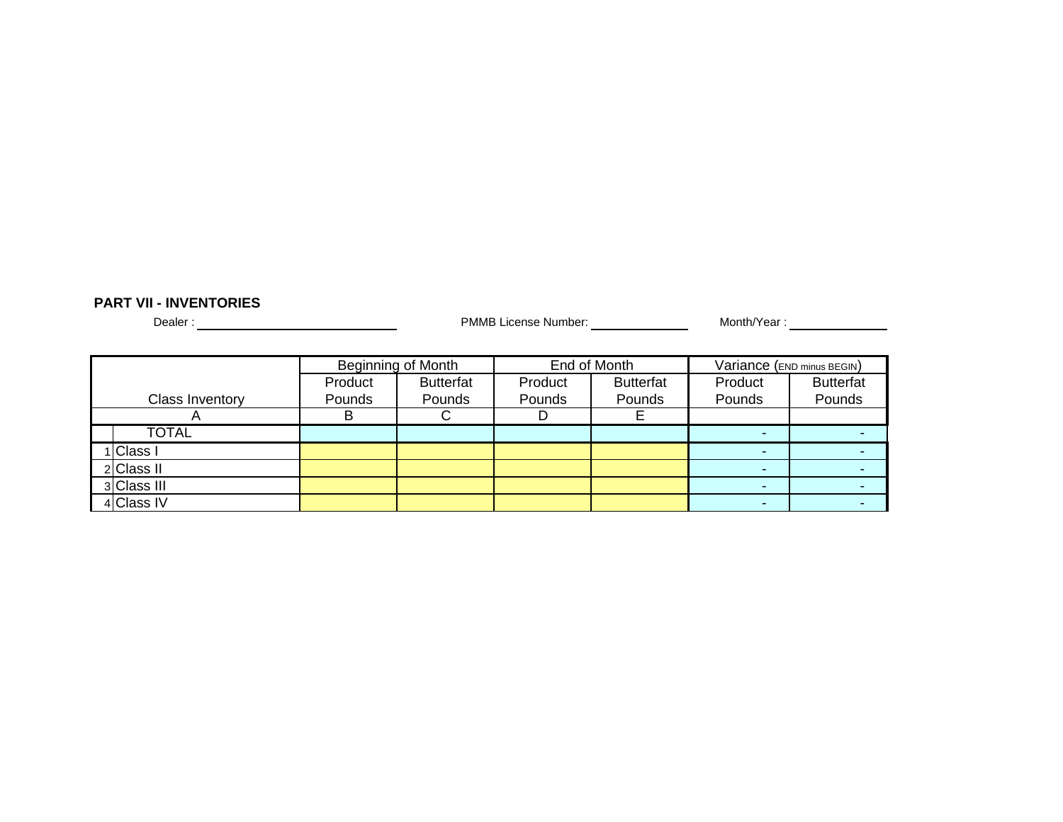**PART VII - INVENTORIES**

Dealer : ______________________ PMMB License Number: ______________ Month/Year : ______________

| | Class Inventory | Beginning of Month | | End of Month | | Variance (END minus BEGIN) | |
|---|---|---|---|---|---|---|---|
| | | Product Pounds | Butterfat Pounds | Product Pounds | Butterfat Pounds | Product Pounds | Butterfat Pounds |
| | A | B | C | D | E | | |
| | TOTAL | | | | | - | - |
| 1 | Class I | | | | | - | - |
| 2 | Class II | | | | | - | - |
| 3 | Class III | | | | | - | - |
| 4 | Class IV | | | | | - | - |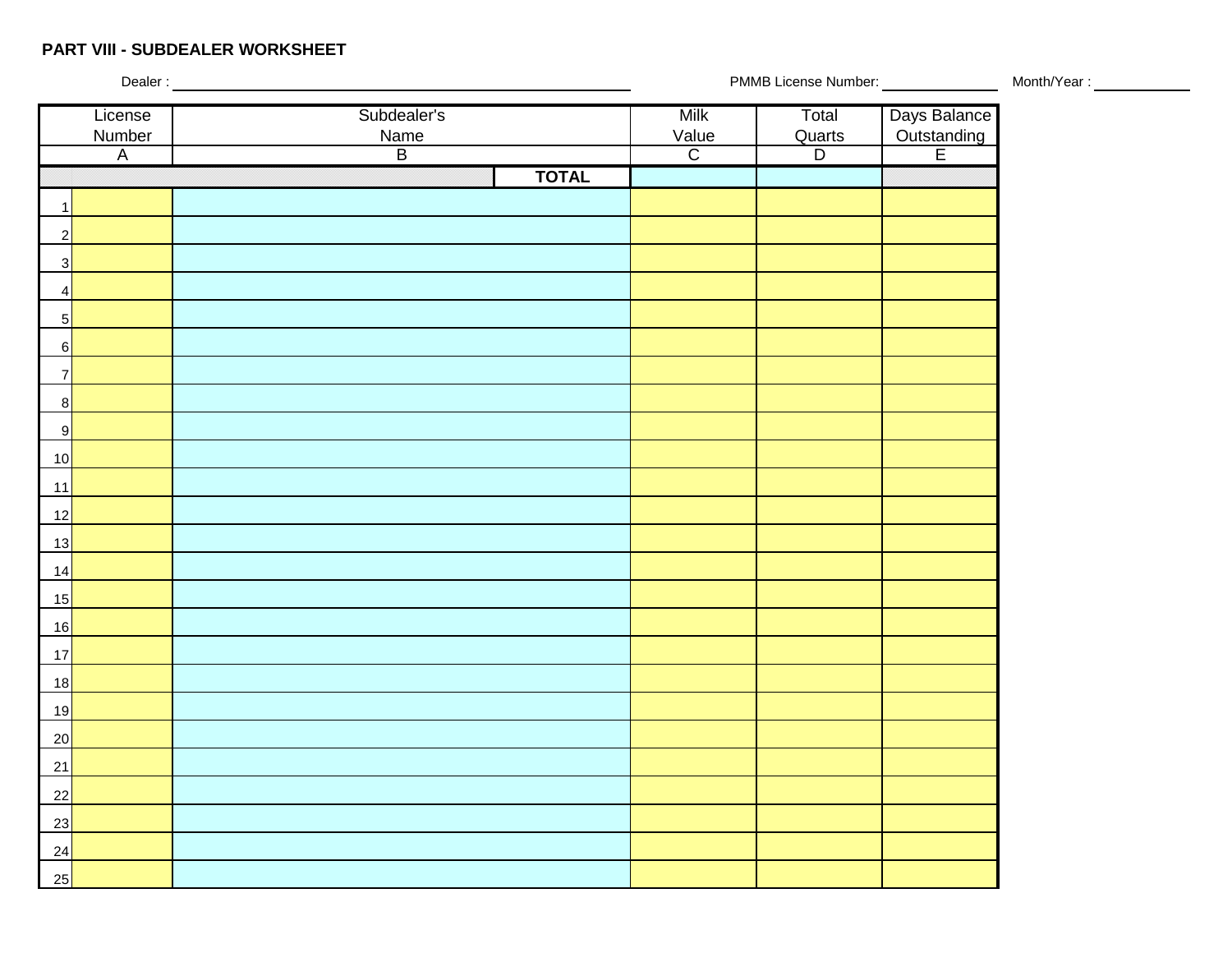## PART VIII - SUBDEALER WORKSHEET

Dealer : ______________________ PMMB License Number: __________ Month/Year : __________

| | License Number | Subdealer's Name | Milk Value | Total Quarts | Days Balance Outstanding |
|---|---|---|---|---|---|
| | A | B | C | D | E |
| | | TOTAL | | | |
| 1 | | | | | |
| 2 | | | | | |
| 3 | | | | | |
| 4 | | | | | |
| 5 | | | | | |
| 6 | | | | | |
| 7 | | | | | |
| 8 | | | | | |
| 9 | | | | | |
| 10 | | | | | |
| 11 | | | | | |
| 12 | | | | | |
| 13 | | | | | |
| 14 | | | | | |
| 15 | | | | | |
| 16 | | | | | |
| 17 | | | | | |
| 18 | | | | | |
| 19 | | | | | |
| 20 | | | | | |
| 21 | | | | | |
| 22 | | | | | |
| 23 | | | | | |
| 24 | | | | | |
| 25 | | | | | |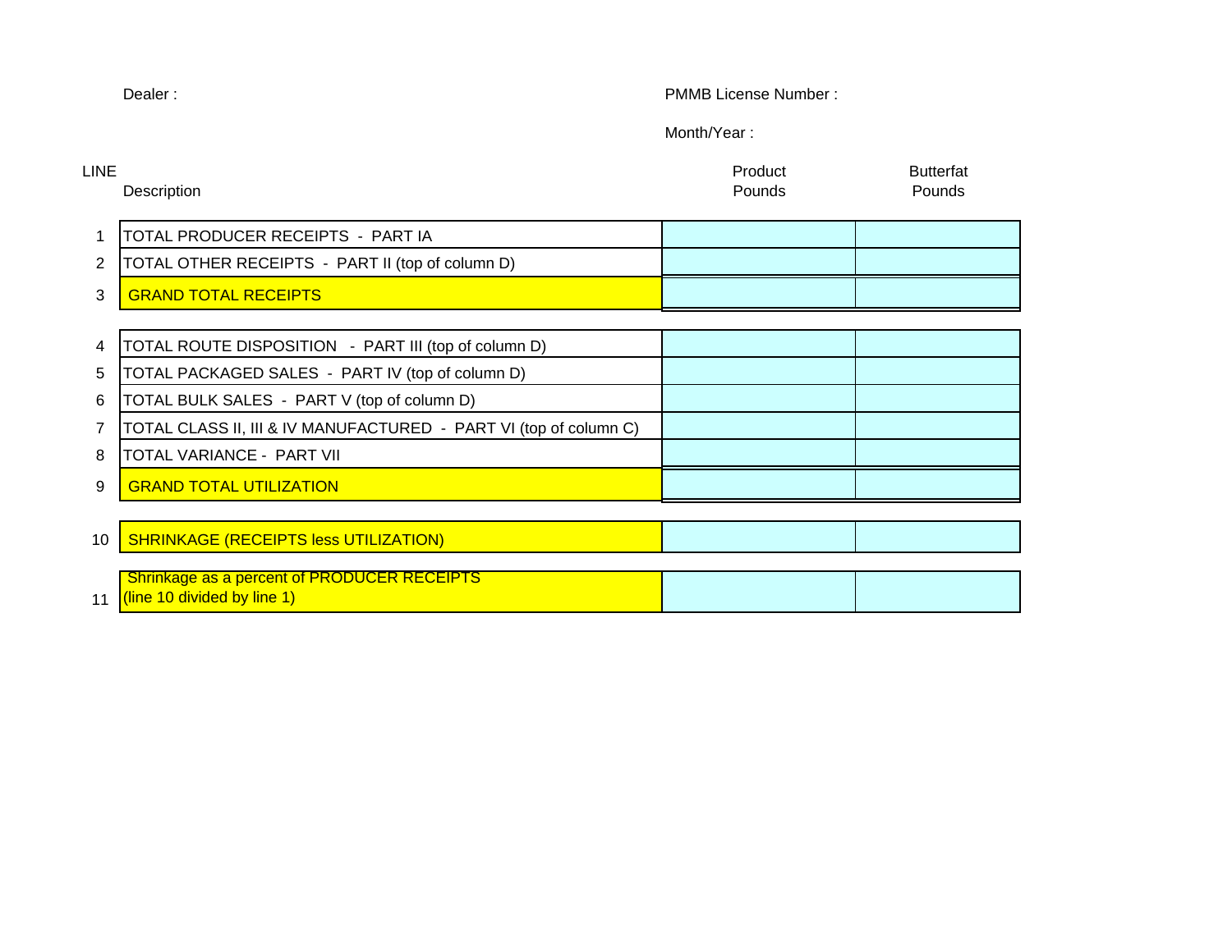Dealer :

PMMB License Number :

Month/Year :

| LINE | Description | Product Pounds | Butterfat Pounds |
|---|---|---|---|
| 1 | TOTAL PRODUCER RECEIPTS - PART IA | | |
| 2 | TOTAL OTHER RECEIPTS - PART II (top of column D) | | |
| 3 | GRAND TOTAL RECEIPTS | | |
| 4 | TOTAL ROUTE DISPOSITION - PART III (top of column D) | | |
| 5 | TOTAL PACKAGED SALES - PART IV (top of column D) | | |
| 6 | TOTAL BULK SALES - PART V (top of column D) | | |
| 7 | TOTAL CLASS II, III & IV MANUFACTURED - PART VI (top of column C) | | |
| 8 | TOTAL VARIANCE - PART VII | | |
| 9 | GRAND TOTAL UTILIZATION | | |
| 10 | SHRINKAGE (RECEIPTS less UTILIZATION) | | |
| 11 | Shrinkage as a percent of PRODUCER RECEIPTS (line 10 divided by line 1) | | |